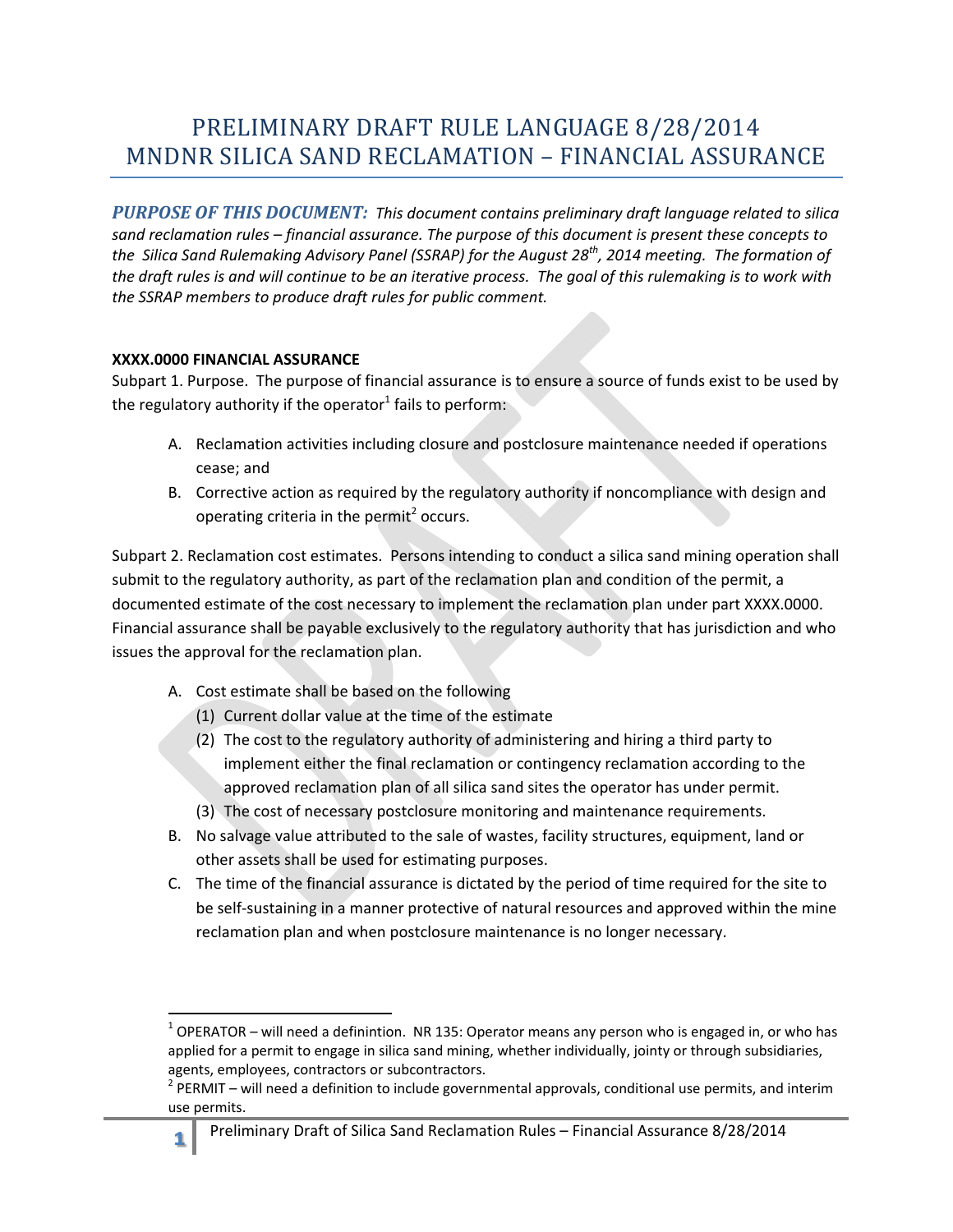# PRELIMINARY DRAFT RULE LANGUAGE 8/28/2014
# MNDNR SILICA SAND RECLAMATION – FINANCIAL ASSURANCE

***PURPOSE OF THIS DOCUMENT:*** *This document contains preliminary draft language related to silica sand reclamation rules – financial assurance. The purpose of this document is present these concepts to the Silica Sand Rulemaking Advisory Panel (SSRAP) for the August 28th, 2014 meeting. The formation of the draft rules is and will continue to be an iterative process. The goal of this rulemaking is to work with the SSRAP members to produce draft rules for public comment.*

**XXXX.0000 FINANCIAL ASSURANCE**

Subpart 1. Purpose. The purpose of financial assurance is to ensure a source of funds exist to be used by the regulatory authority if the operator[1] fails to perform:

A. Reclamation activities including closure and postclosure maintenance needed if operations cease; and
B. Corrective action as required by the regulatory authority if noncompliance with design and operating criteria in the permit[2] occurs.

Subpart 2. Reclamation cost estimates. Persons intending to conduct a silica sand mining operation shall submit to the regulatory authority, as part of the reclamation plan and condition of the permit, a documented estimate of the cost necessary to implement the reclamation plan under part XXXX.0000. Financial assurance shall be payable exclusively to the regulatory authority that has jurisdiction and who issues the approval for the reclamation plan.

A. Cost estimate shall be based on the following
   (1) Current dollar value at the time of the estimate
   (2) The cost to the regulatory authority of administering and hiring a third party to implement either the final reclamation or contingency reclamation according to the approved reclamation plan of all silica sand sites the operator has under permit.
   (3) The cost of necessary postclosure monitoring and maintenance requirements.
B. No salvage value attributed to the sale of wastes, facility structures, equipment, land or other assets shall be used for estimating purposes.
C. The time of the financial assurance is dictated by the period of time required for the site to be self-sustaining in a manner protective of natural resources and approved within the mine reclamation plan and when postclosure maintenance is no longer necessary.

---

[1] OPERATOR – will need a definintion. NR 135: Operator means any person who is engaged in, or who has applied for a permit to engage in silica sand mining, whether individually, jointy or through subsidiaries, agents, employees, contractors or subcontractors.

[2] PERMIT – will need a definition to include governmental approvals, conditional use permits, and interim use permits.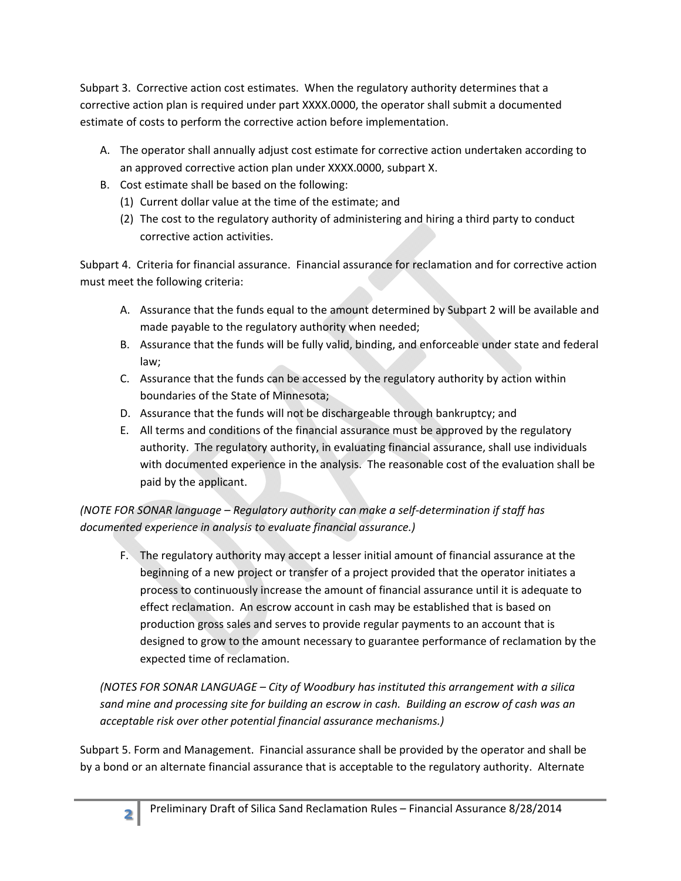Subpart 3. Corrective action cost estimates. When the regulatory authority determines that a corrective action plan is required under part XXXX.0000, the operator shall submit a documented estimate of costs to perform the corrective action before implementation.

A. The operator shall annually adjust cost estimate for corrective action undertaken according to an approved corrective action plan under XXXX.0000, subpart X.
B. Cost estimate shall be based on the following:
   (1) Current dollar value at the time of the estimate; and
   (2) The cost to the regulatory authority of administering and hiring a third party to conduct corrective action activities.

Subpart 4. Criteria for financial assurance. Financial assurance for reclamation and for corrective action must meet the following criteria:

A. Assurance that the funds equal to the amount determined by Subpart 2 will be available and made payable to the regulatory authority when needed;
B. Assurance that the funds will be fully valid, binding, and enforceable under state and federal law;
C. Assurance that the funds can be accessed by the regulatory authority by action within boundaries of the State of Minnesota;
D. Assurance that the funds will not be dischargeable through bankruptcy; and
E. All terms and conditions of the financial assurance must be approved by the regulatory authority. The regulatory authority, in evaluating financial assurance, shall use individuals with documented experience in the analysis. The reasonable cost of the evaluation shall be paid by the applicant.

*(NOTE FOR SONAR language – Regulatory authority can make a self-determination if staff has documented experience in analysis to evaluate financial assurance.)*

F. The regulatory authority may accept a lesser initial amount of financial assurance at the beginning of a new project or transfer of a project provided that the operator initiates a process to continuously increase the amount of financial assurance until it is adequate to effect reclamation. An escrow account in cash may be established that is based on production gross sales and serves to provide regular payments to an account that is designed to grow to the amount necessary to guarantee performance of reclamation by the expected time of reclamation.

*(NOTES FOR SONAR LANGUAGE – City of Woodbury has instituted this arrangement with a silica sand mine and processing site for building an escrow in cash. Building an escrow of cash was an acceptable risk over other potential financial assurance mechanisms.)*

Subpart 5. Form and Management. Financial assurance shall be provided by the operator and shall be by a bond or an alternate financial assurance that is acceptable to the regulatory authority. Alternate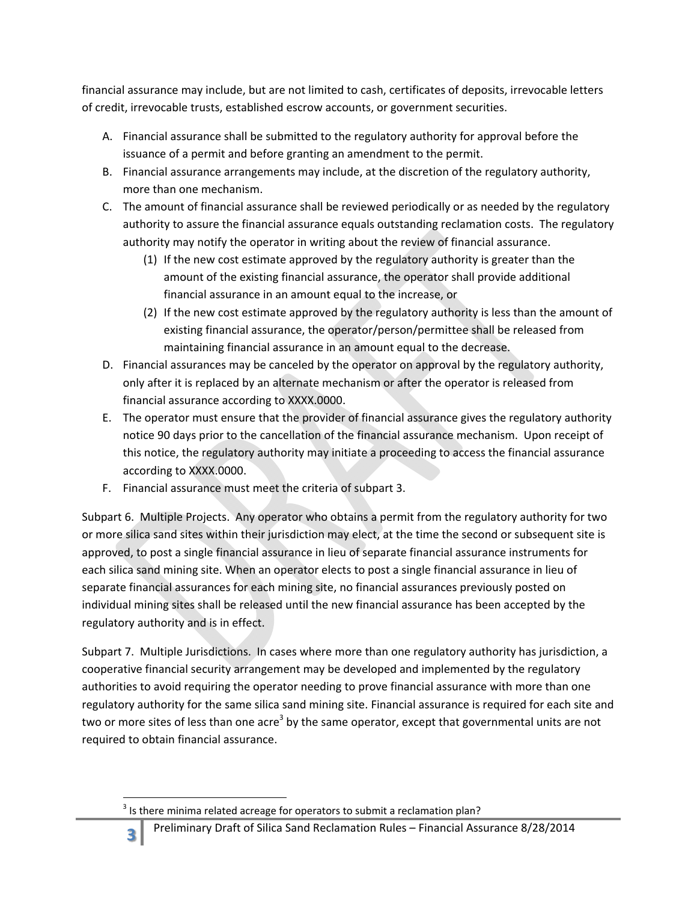financial assurance may include, but are not limited to cash, certificates of deposits, irrevocable letters of credit, irrevocable trusts, established escrow accounts, or government securities.

A. Financial assurance shall be submitted to the regulatory authority for approval before the issuance of a permit and before granting an amendment to the permit.
B. Financial assurance arrangements may include, at the discretion of the regulatory authority, more than one mechanism.
C. The amount of financial assurance shall be reviewed periodically or as needed by the regulatory authority to assure the financial assurance equals outstanding reclamation costs. The regulatory authority may notify the operator in writing about the review of financial assurance.
   (1) If the new cost estimate approved by the regulatory authority is greater than the amount of the existing financial assurance, the operator shall provide additional financial assurance in an amount equal to the increase, or
   (2) If the new cost estimate approved by the regulatory authority is less than the amount of existing financial assurance, the operator/person/permittee shall be released from maintaining financial assurance in an amount equal to the decrease.
D. Financial assurances may be canceled by the operator on approval by the regulatory authority, only after it is replaced by an alternate mechanism or after the operator is released from financial assurance according to XXXX.0000.
E. The operator must ensure that the provider of financial assurance gives the regulatory authority notice 90 days prior to the cancellation of the financial assurance mechanism. Upon receipt of this notice, the regulatory authority may initiate a proceeding to access the financial assurance according to XXXX.0000.
F. Financial assurance must meet the criteria of subpart 3.

Subpart 6. Multiple Projects. Any operator who obtains a permit from the regulatory authority for two or more silica sand sites within their jurisdiction may elect, at the time the second or subsequent site is approved, to post a single financial assurance in lieu of separate financial assurance instruments for each silica sand mining site. When an operator elects to post a single financial assurance in lieu of separate financial assurances for each mining site, no financial assurances previously posted on individual mining sites shall be released until the new financial assurance has been accepted by the regulatory authority and is in effect.

Subpart 7. Multiple Jurisdictions. In cases where more than one regulatory authority has jurisdiction, a cooperative financial security arrangement may be developed and implemented by the regulatory authorities to avoid requiring the operator needing to prove financial assurance with more than one regulatory authority for the same silica sand mining site. Financial assurance is required for each site and two or more sites of less than one acre[3] by the same operator, except that governmental units are not required to obtain financial assurance.

[3] Is there minima related acreage for operators to submit a reclamation plan?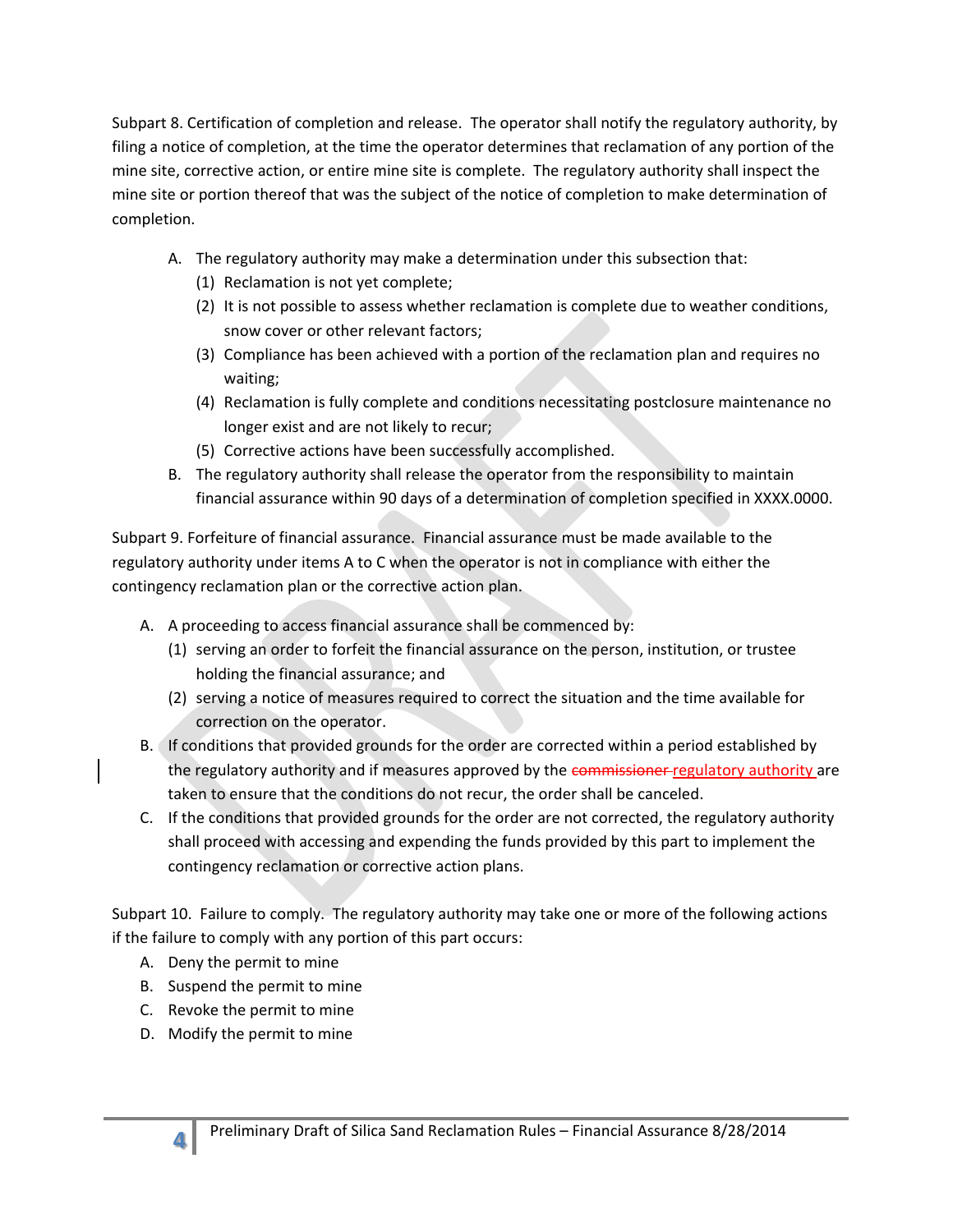Subpart 8. Certification of completion and release. The operator shall notify the regulatory authority, by filing a notice of completion, at the time the operator determines that reclamation of any portion of the mine site, corrective action, or entire mine site is complete. The regulatory authority shall inspect the mine site or portion thereof that was the subject of the notice of completion to make determination of completion.

A. The regulatory authority may make a determination under this subsection that:
   (1) Reclamation is not yet complete;
   (2) It is not possible to assess whether reclamation is complete due to weather conditions, snow cover or other relevant factors;
   (3) Compliance has been achieved with a portion of the reclamation plan and requires no waiting;
   (4) Reclamation is fully complete and conditions necessitating postclosure maintenance no longer exist and are not likely to recur;
   (5) Corrective actions have been successfully accomplished.

B. The regulatory authority shall release the operator from the responsibility to maintain financial assurance within 90 days of a determination of completion specified in XXXX.0000.

Subpart 9. Forfeiture of financial assurance. Financial assurance must be made available to the regulatory authority under items A to C when the operator is not in compliance with either the contingency reclamation plan or the corrective action plan.

A. A proceeding to access financial assurance shall be commenced by:
   (1) serving an order to forfeit the financial assurance on the person, institution, or trustee holding the financial assurance; and
   (2) serving a notice of measures required to correct the situation and the time available for correction on the operator.

B. If conditions that provided grounds for the order are corrected within a period established by the regulatory authority and if measures approved by the ~~commissioner~~ regulatory authority are taken to ensure that the conditions do not recur, the order shall be canceled.

C. If the conditions that provided grounds for the order are not corrected, the regulatory authority shall proceed with accessing and expending the funds provided by this part to implement the contingency reclamation or corrective action plans.

Subpart 10. Failure to comply. The regulatory authority may take one or more of the following actions if the failure to comply with any portion of this part occurs:

A. Deny the permit to mine
B. Suspend the permit to mine
C. Revoke the permit to mine
D. Modify the permit to mine